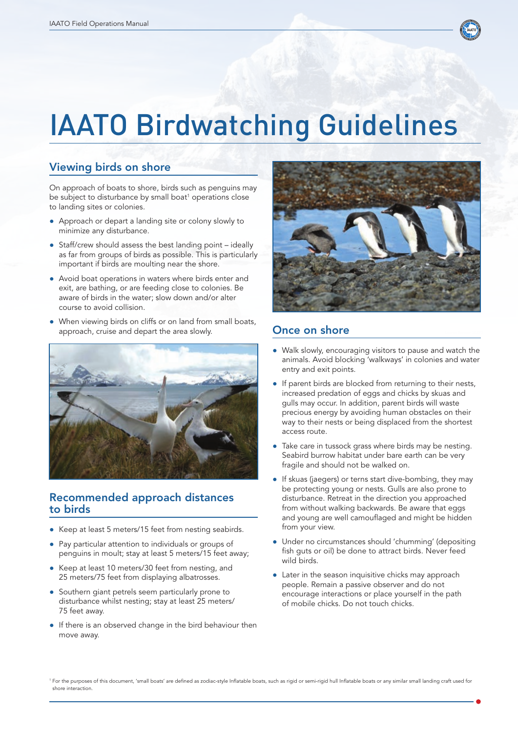# IAATO Birdwatching Guidelines

## Viewing birds on shore

On approach of boats to shore, birds such as penguins may be subject to disturbance by small boat[1] operations close to landing sites or colonies.

- Approach or depart a landing site or colony slowly to minimize any disturbance.
- Staff/crew should assess the best landing point – ideally as far from groups of birds as possible. This is particularly important if birds are moulting near the shore.
- Avoid boat operations in waters where birds enter and exit, are bathing, or are feeding close to colonies. Be aware of birds in the water; slow down and/or alter course to avoid collision.
- When viewing birds on cliffs or on land from small boats, approach, cruise and depart the area slowly.

## Recommended approach distances to birds

- Keep at least 5 meters/15 feet from nesting seabirds.
- Pay particular attention to individuals or groups of penguins in moult; stay at least 5 meters/15 feet away;
- Keep at least 10 meters/30 feet from nesting, and 25 meters/75 feet from displaying albatrosses.
- Southern giant petrels seem particularly prone to disturbance whilst nesting; stay at least 25 meters/ 75 feet away.
- If there is an observed change in the bird behaviour then move away.

## Once on shore

- Walk slowly, encouraging visitors to pause and watch the animals. Avoid blocking 'walkways' in colonies and water entry and exit points.
- If parent birds are blocked from returning to their nests, increased predation of eggs and chicks by skuas and gulls may occur. In addition, parent birds will waste precious energy by avoiding human obstacles on their way to their nests or being displaced from the shortest access route.
- Take care in tussock grass where birds may be nesting. Seabird burrow habitat under bare earth can be very fragile and should not be walked on.
- If skuas (jaegers) or terns start dive-bombing, they may be protecting young or nests. Gulls are also prone to disturbance. Retreat in the direction you approached from without walking backwards. Be aware that eggs and young are well camouflaged and might be hidden from your view.
- Under no circumstances should 'chumming' (depositing fish guts or oil) be done to attract birds. Never feed wild birds.
- Later in the season inquisitive chicks may approach people. Remain a passive observer and do not encourage interactions or place yourself in the path of mobile chicks. Do not touch chicks.

[1] For the purposes of this document, 'small boats' are defined as zodiac-style Inflatable boats, such as rigid or semi-rigid hull Inflatable boats or any similar small landing craft used for shore interaction.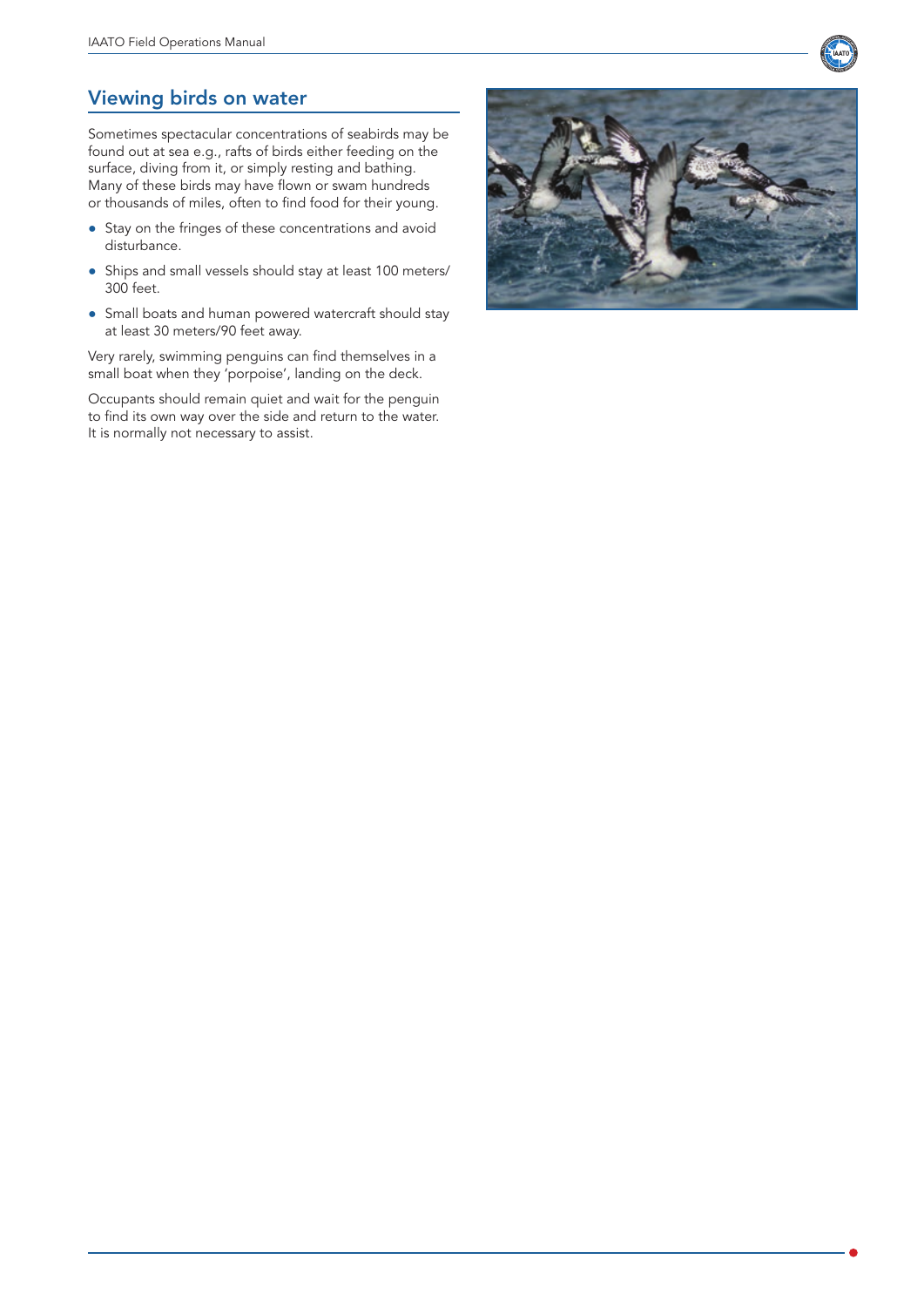## Viewing birds on water

Sometimes spectacular concentrations of seabirds may be found out at sea e.g., rafts of birds either feeding on the surface, diving from it, or simply resting and bathing. Many of these birds may have flown or swam hundreds or thousands of miles, often to find food for their young.

- Stay on the fringes of these concentrations and avoid disturbance.
- Ships and small vessels should stay at least 100 meters/ 300 feet.
- Small boats and human powered watercraft should stay at least 30 meters/90 feet away.

Very rarely, swimming penguins can find themselves in a small boat when they 'porpoise', landing on the deck.

Occupants should remain quiet and wait for the penguin to find its own way over the side and return to the water. It is normally not necessary to assist.